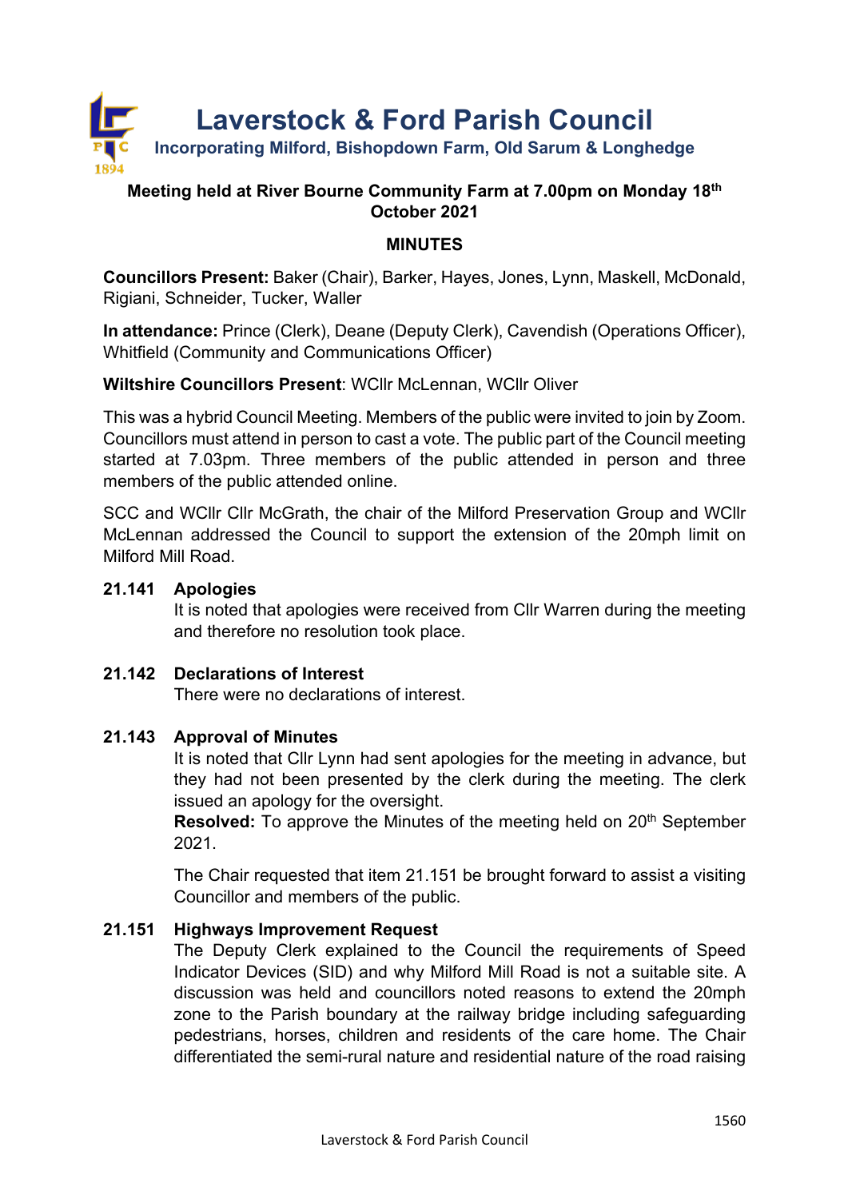# Laverstock & Ford Parish Council

**Incorporating Milford, Bishopdown Farm, Old Sarum & Longhedge**

**Meeting held at River Bourne Community Farm at 7.00pm on Monday 18th October 2021**

## MINUTES

**Councillors Present:** Baker (Chair), Barker, Hayes, Jones, Lynn, Maskell, McDonald, Rigiani, Schneider, Tucker, Waller

**In attendance:** Prince (Clerk), Deane (Deputy Clerk), Cavendish (Operations Officer), Whitfield (Community and Communications Officer)

**Wiltshire Councillors Present**: WCllr McLennan, WCllr Oliver

This was a hybrid Council Meeting. Members of the public were invited to join by Zoom. Councillors must attend in person to cast a vote. The public part of the Council meeting started at 7.03pm. Three members of the public attended in person and three members of the public attended online.

SCC and WCllr Cllr McGrath, the chair of the Milford Preservation Group and WCllr McLennan addressed the Council to support the extension of the 20mph limit on Milford Mill Road.

### 21.141 Apologies

It is noted that apologies were received from Cllr Warren during the meeting and therefore no resolution took place.

### 21.142 Declarations of Interest

There were no declarations of interest.

### 21.143 Approval of Minutes

It is noted that Cllr Lynn had sent apologies for the meeting in advance, but they had not been presented by the clerk during the meeting. The clerk issued an apology for the oversight.

**Resolved:** To approve the Minutes of the meeting held on 20th September 2021.

The Chair requested that item 21.151 be brought forward to assist a visiting Councillor and members of the public.

### 21.151 Highways Improvement Request

The Deputy Clerk explained to the Council the requirements of Speed Indicator Devices (SID) and why Milford Mill Road is not a suitable site. A discussion was held and councillors noted reasons to extend the 20mph zone to the Parish boundary at the railway bridge including safeguarding pedestrians, horses, children and residents of the care home. The Chair differentiated the semi-rural nature and residential nature of the road raising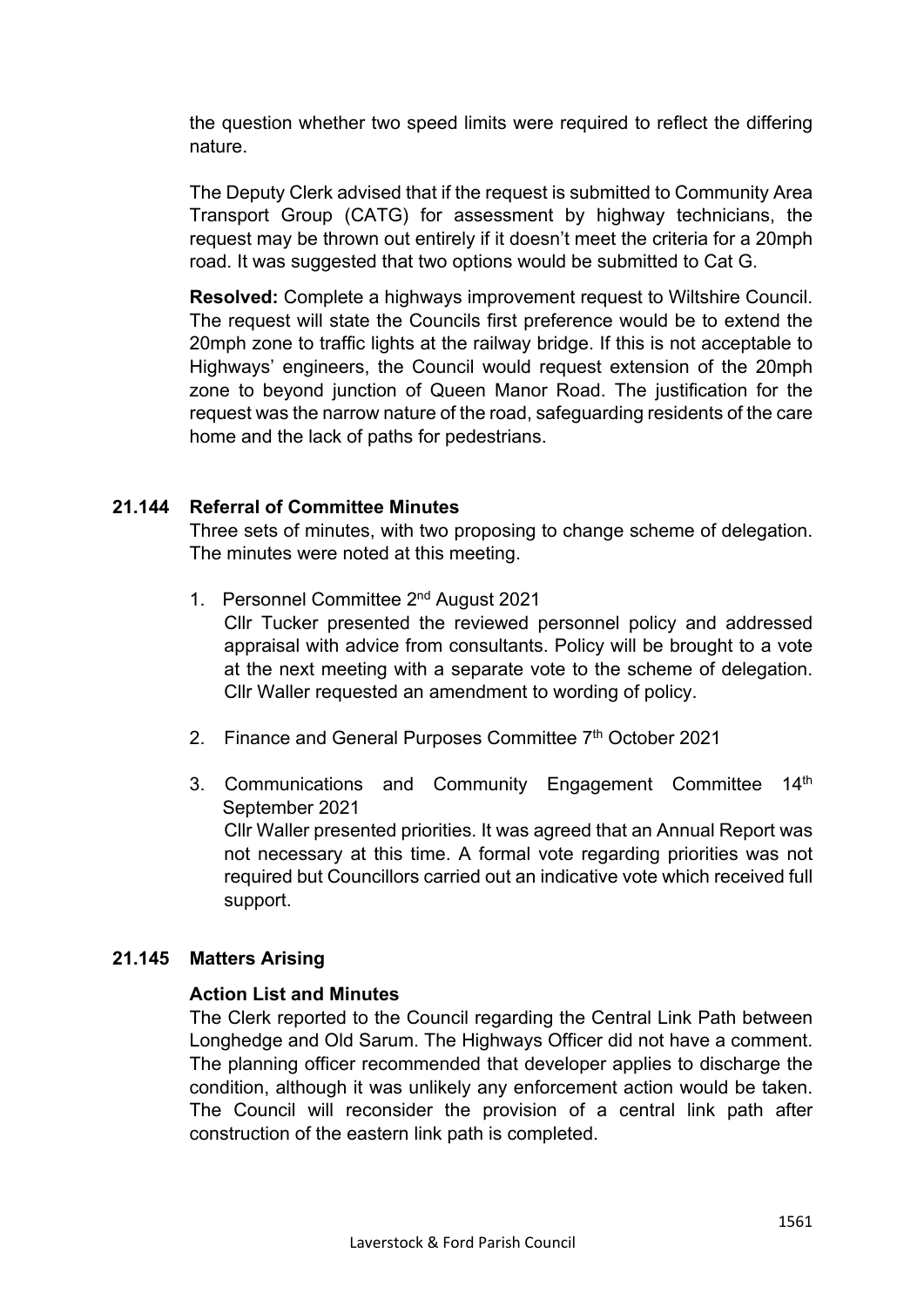the question whether two speed limits were required to reflect the differing nature.

The Deputy Clerk advised that if the request is submitted to Community Area Transport Group (CATG) for assessment by highway technicians, the request may be thrown out entirely if it doesn't meet the criteria for a 20mph road. It was suggested that two options would be submitted to Cat G.

**Resolved:** Complete a highways improvement request to Wiltshire Council. The request will state the Councils first preference would be to extend the 20mph zone to traffic lights at the railway bridge. If this is not acceptable to Highways' engineers, the Council would request extension of the 20mph zone to beyond junction of Queen Manor Road. The justification for the request was the narrow nature of the road, safeguarding residents of the care home and the lack of paths for pedestrians.

**21.144 Referral of Committee Minutes**

Three sets of minutes, with two proposing to change scheme of delegation. The minutes were noted at this meeting.

1. Personnel Committee 2nd August 2021
   Cllr Tucker presented the reviewed personnel policy and addressed appraisal with advice from consultants. Policy will be brought to a vote at the next meeting with a separate vote to the scheme of delegation. Cllr Waller requested an amendment to wording of policy.

2. Finance and General Purposes Committee 7th October 2021

3. Communications and Community Engagement Committee 14th September 2021
   Cllr Waller presented priorities. It was agreed that an Annual Report was not necessary at this time. A formal vote regarding priorities was not required but Councillors carried out an indicative vote which received full support.

**21.145 Matters Arising**

**Action List and Minutes**

The Clerk reported to the Council regarding the Central Link Path between Longhedge and Old Sarum. The Highways Officer did not have a comment. The planning officer recommended that developer applies to discharge the condition, although it was unlikely any enforcement action would be taken. The Council will reconsider the provision of a central link path after construction of the eastern link path is completed.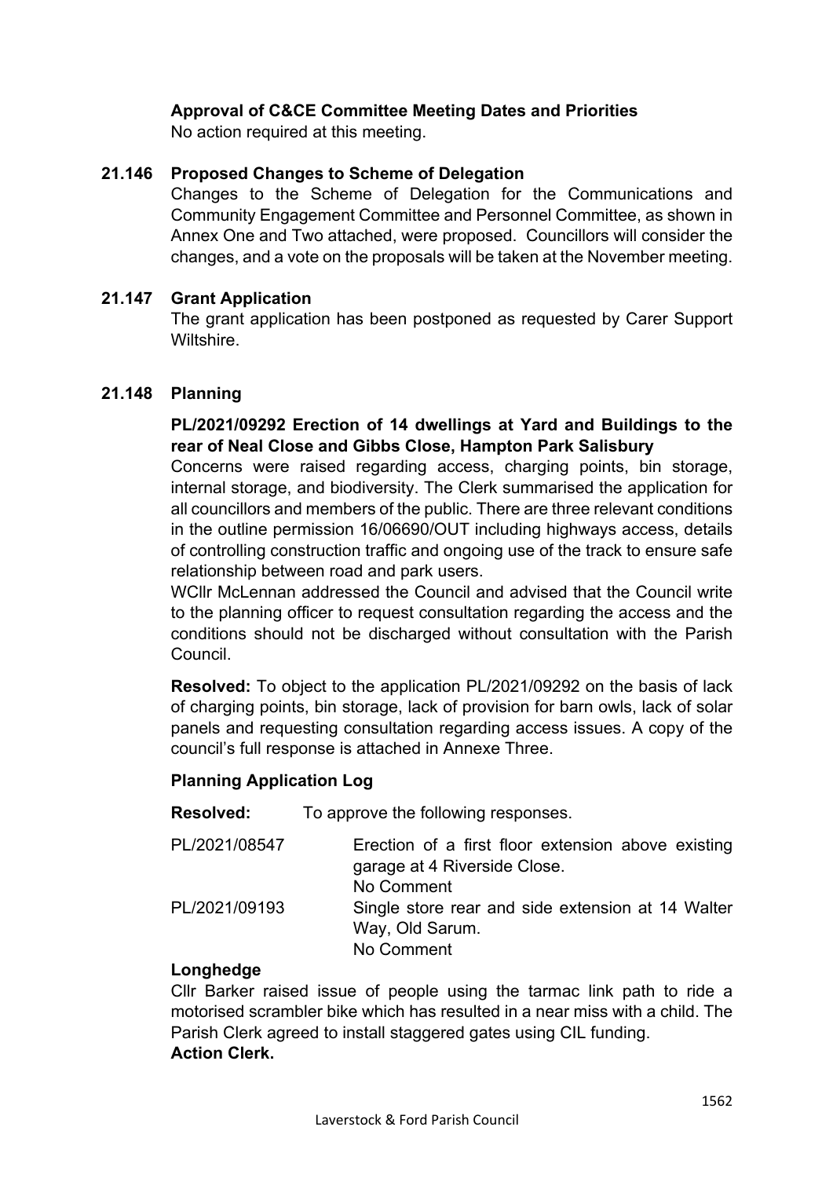**Approval of C&CE Committee Meeting Dates and Priorities**

No action required at this meeting.

**21.146 Proposed Changes to Scheme of Delegation**

Changes to the Scheme of Delegation for the Communications and Community Engagement Committee and Personnel Committee, as shown in Annex One and Two attached, were proposed. Councillors will consider the changes, and a vote on the proposals will be taken at the November meeting.

**21.147 Grant Application**

The grant application has been postponed as requested by Carer Support Wiltshire.

**21.148 Planning**

**PL/2021/09292 Erection of 14 dwellings at Yard and Buildings to the rear of Neal Close and Gibbs Close, Hampton Park Salisbury**

Concerns were raised regarding access, charging points, bin storage, internal storage, and biodiversity. The Clerk summarised the application for all councillors and members of the public. There are three relevant conditions in the outline permission 16/06690/OUT including highways access, details of controlling construction traffic and ongoing use of the track to ensure safe relationship between road and park users.

WCllr McLennan addressed the Council and advised that the Council write to the planning officer to request consultation regarding the access and the conditions should not be discharged without consultation with the Parish Council.

**Resolved:** To object to the application PL/2021/09292 on the basis of lack of charging points, bin storage, lack of provision for barn owls, lack of solar panels and requesting consultation regarding access issues. A copy of the council's full response is attached in Annexe Three.

**Planning Application Log**

**Resolved:** To approve the following responses.

| | |
|---|---|
| PL/2021/08547 | Erection of a first floor extension above existing garage at 4 Riverside Close. No Comment |
| PL/2021/09193 | Single store rear and side extension at 14 Walter Way, Old Sarum. No Comment |

**Longhedge**

Cllr Barker raised issue of people using the tarmac link path to ride a motorised scrambler bike which has resulted in a near miss with a child. The Parish Clerk agreed to install staggered gates using CIL funding.

**Action Clerk.**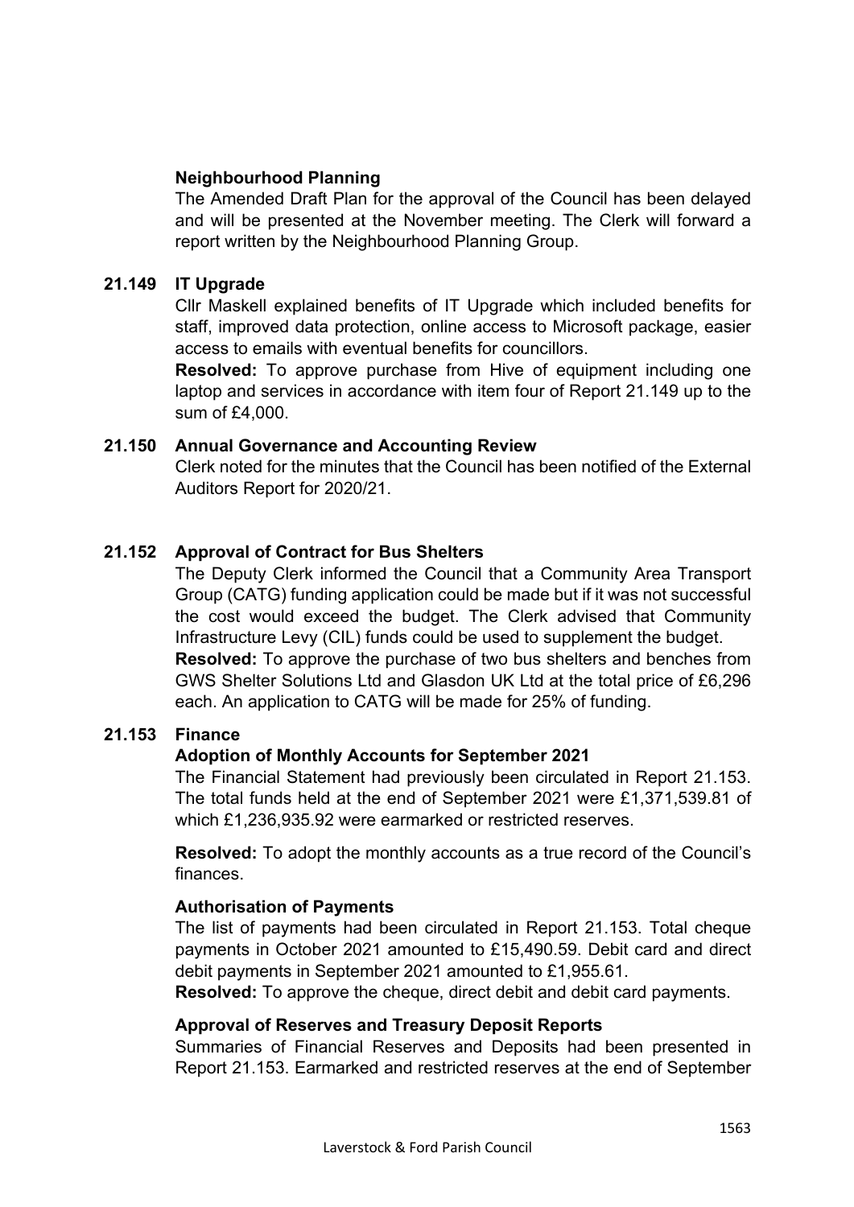**Neighbourhood Planning**

The Amended Draft Plan for the approval of the Council has been delayed and will be presented at the November meeting. The Clerk will forward a report written by the Neighbourhood Planning Group.

**21.149 IT Upgrade**

Cllr Maskell explained benefits of IT Upgrade which included benefits for staff, improved data protection, online access to Microsoft package, easier access to emails with eventual benefits for councillors.

**Resolved:** To approve purchase from Hive of equipment including one laptop and services in accordance with item four of Report 21.149 up to the sum of £4,000.

**21.150 Annual Governance and Accounting Review**

Clerk noted for the minutes that the Council has been notified of the External Auditors Report for 2020/21.

**21.152 Approval of Contract for Bus Shelters**

The Deputy Clerk informed the Council that a Community Area Transport Group (CATG) funding application could be made but if it was not successful the cost would exceed the budget. The Clerk advised that Community Infrastructure Levy (CIL) funds could be used to supplement the budget.

**Resolved:** To approve the purchase of two bus shelters and benches from GWS Shelter Solutions Ltd and Glasdon UK Ltd at the total price of £6,296 each. An application to CATG will be made for 25% of funding.

**21.153 Finance**

**Adoption of Monthly Accounts for September 2021**

The Financial Statement had previously been circulated in Report 21.153. The total funds held at the end of September 2021 were £1,371,539.81 of which £1,236,935.92 were earmarked or restricted reserves.

**Resolved:** To adopt the monthly accounts as a true record of the Council's finances.

**Authorisation of Payments**

The list of payments had been circulated in Report 21.153. Total cheque payments in October 2021 amounted to £15,490.59. Debit card and direct debit payments in September 2021 amounted to £1,955.61.

**Resolved:** To approve the cheque, direct debit and debit card payments.

**Approval of Reserves and Treasury Deposit Reports**

Summaries of Financial Reserves and Deposits had been presented in Report 21.153. Earmarked and restricted reserves at the end of September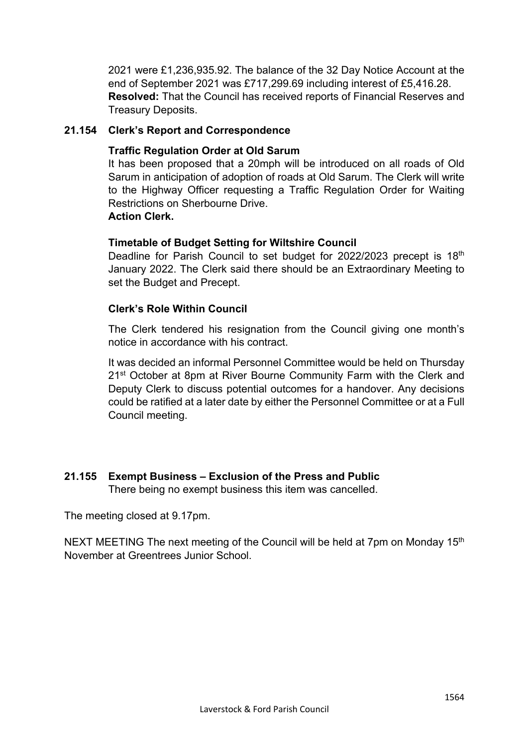2021 were £1,236,935.92. The balance of the 32 Day Notice Account at the end of September 2021 was £717,299.69 including interest of £5,416.28.
**Resolved:** That the Council has received reports of Financial Reserves and Treasury Deposits.

**21.154 Clerk's Report and Correspondence**

**Traffic Regulation Order at Old Sarum**

It has been proposed that a 20mph will be introduced on all roads of Old Sarum in anticipation of adoption of roads at Old Sarum. The Clerk will write to the Highway Officer requesting a Traffic Regulation Order for Waiting Restrictions on Sherbourne Drive.
**Action Clerk.**

**Timetable of Budget Setting for Wiltshire Council**

Deadline for Parish Council to set budget for 2022/2023 precept is 18th January 2022. The Clerk said there should be an Extraordinary Meeting to set the Budget and Precept.

**Clerk's Role Within Council**

The Clerk tendered his resignation from the Council giving one month's notice in accordance with his contract.

It was decided an informal Personnel Committee would be held on Thursday 21st October at 8pm at River Bourne Community Farm with the Clerk and Deputy Clerk to discuss potential outcomes for a handover. Any decisions could be ratified at a later date by either the Personnel Committee or at a Full Council meeting.

**21.155 Exempt Business – Exclusion of the Press and Public**

There being no exempt business this item was cancelled.

The meeting closed at 9.17pm.

NEXT MEETING The next meeting of the Council will be held at 7pm on Monday 15th November at Greentrees Junior School.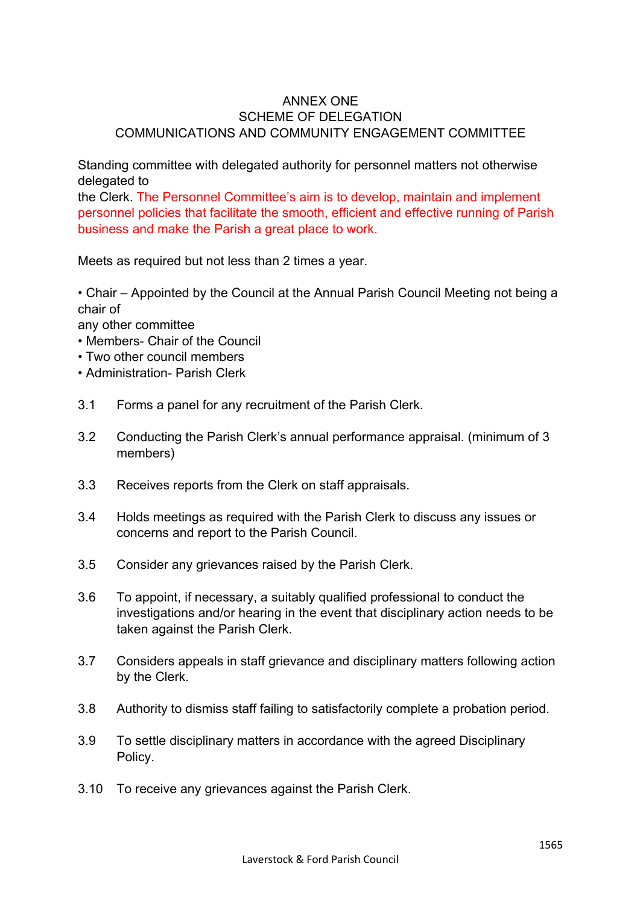# ANNEX ONE
## SCHEME OF DELEGATION
## COMMUNICATIONS AND COMMUNITY ENGAGEMENT COMMITTEE

Standing committee with delegated authority for personnel matters not otherwise delegated to the Clerk. The Personnel Committee's aim is to develop, maintain and implement personnel policies that facilitate the smooth, efficient and effective running of Parish business and make the Parish a great place to work.

Meets as required but not less than 2 times a year.

- Chair – Appointed by the Council at the Annual Parish Council Meeting not being a chair of any other committee
- Members- Chair of the Council
- Two other council members
- Administration- Parish Clerk

3.1 Forms a panel for any recruitment of the Parish Clerk.

3.2 Conducting the Parish Clerk's annual performance appraisal. (minimum of 3 members)

3.3 Receives reports from the Clerk on staff appraisals.

3.4 Holds meetings as required with the Parish Clerk to discuss any issues or concerns and report to the Parish Council.

3.5 Consider any grievances raised by the Parish Clerk.

3.6 To appoint, if necessary, a suitably qualified professional to conduct the investigations and/or hearing in the event that disciplinary action needs to be taken against the Parish Clerk.

3.7 Considers appeals in staff grievance and disciplinary matters following action by the Clerk.

3.8 Authority to dismiss staff failing to satisfactorily complete a probation period.

3.9 To settle disciplinary matters in accordance with the agreed Disciplinary Policy.

3.10 To receive any grievances against the Parish Clerk.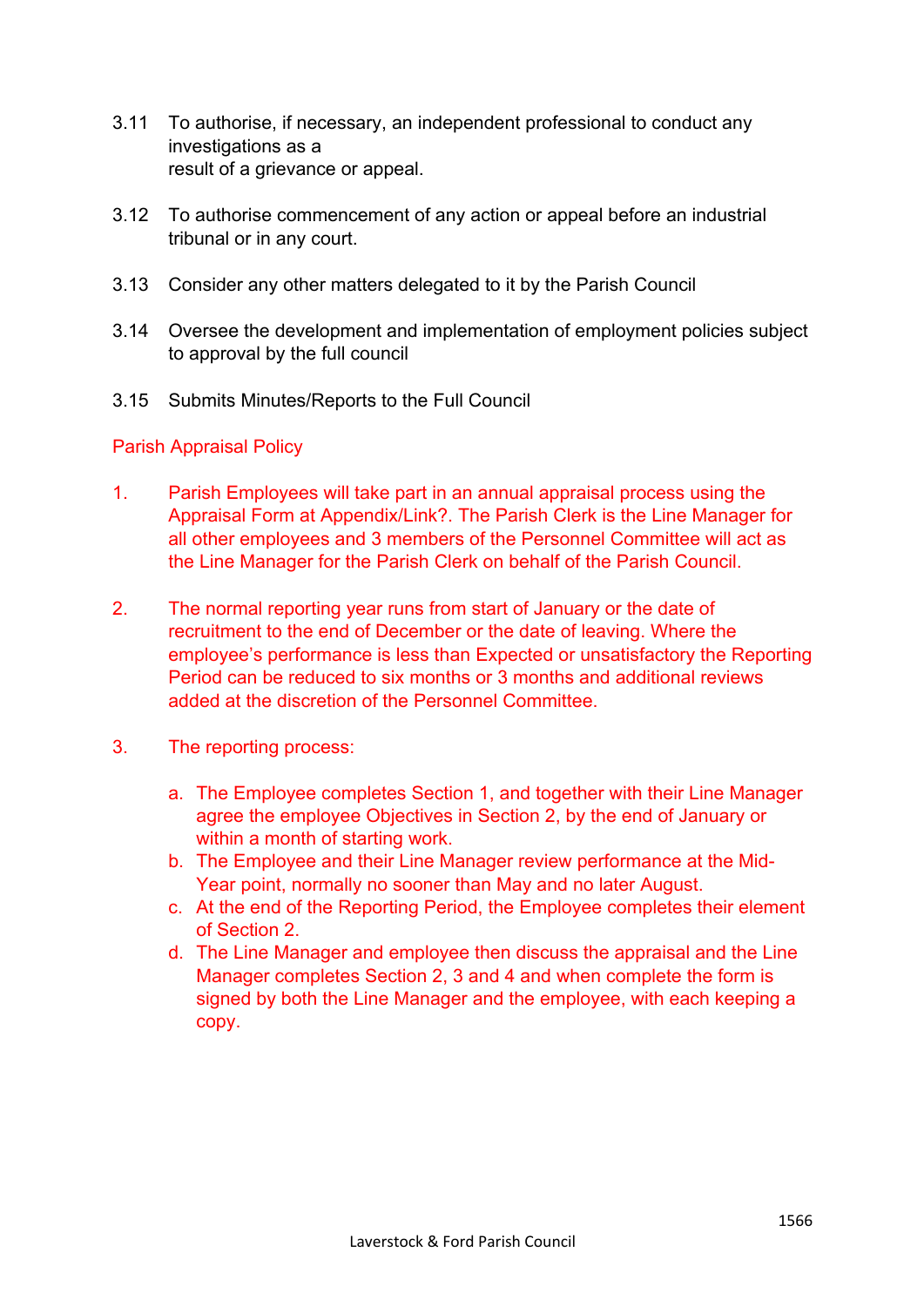3.11 To authorise, if necessary, an independent professional to conduct any investigations as a result of a grievance or appeal.

3.12 To authorise commencement of any action or appeal before an industrial tribunal or in any court.

3.13 Consider any other matters delegated to it by the Parish Council

3.14 Oversee the development and implementation of employment policies subject to approval by the full council

3.15 Submits Minutes/Reports to the Full Council

## Parish Appraisal Policy

1. Parish Employees will take part in an annual appraisal process using the Appraisal Form at Appendix/Link?. The Parish Clerk is the Line Manager for all other employees and 3 members of the Personnel Committee will act as the Line Manager for the Parish Clerk on behalf of the Parish Council.

2. The normal reporting year runs from start of January or the date of recruitment to the end of December or the date of leaving. Where the employee's performance is less than Expected or unsatisfactory the Reporting Period can be reduced to six months or 3 months and additional reviews added at the discretion of the Personnel Committee.

3. The reporting process:

    a. The Employee completes Section 1, and together with their Line Manager agree the employee Objectives in Section 2, by the end of January or within a month of starting work.
    b. The Employee and their Line Manager review performance at the Mid-Year point, normally no sooner than May and no later August.
    c. At the end of the Reporting Period, the Employee completes their element of Section 2.
    d. The Line Manager and employee then discuss the appraisal and the Line Manager completes Section 2, 3 and 4 and when complete the form is signed by both the Line Manager and the employee, with each keeping a copy.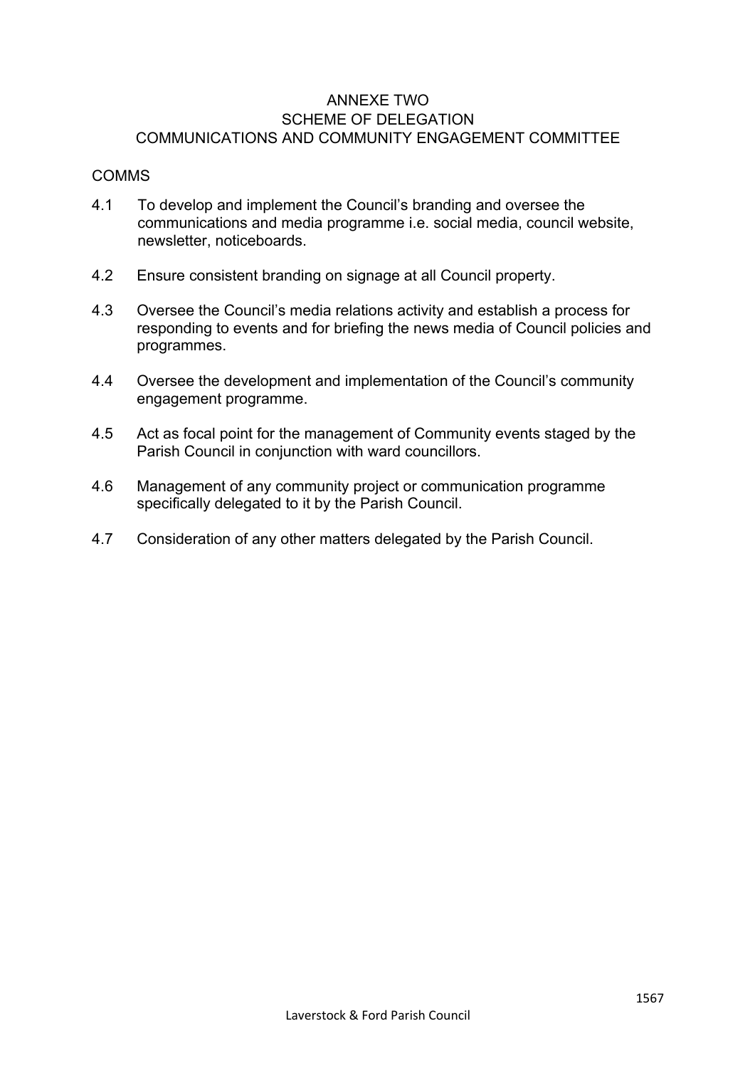# ANNEXE TWO
# SCHEME OF DELEGATION
# COMMUNICATIONS AND COMMUNITY ENGAGEMENT COMMITTEE

COMMS

4.1 To develop and implement the Council's branding and oversee the communications and media programme i.e. social media, council website, newsletter, noticeboards.

4.2 Ensure consistent branding on signage at all Council property.

4.3 Oversee the Council's media relations activity and establish a process for responding to events and for briefing the news media of Council policies and programmes.

4.4 Oversee the development and implementation of the Council's community engagement programme.

4.5 Act as focal point for the management of Community events staged by the Parish Council in conjunction with ward councillors.

4.6 Management of any community project or communication programme specifically delegated to it by the Parish Council.

4.7 Consideration of any other matters delegated by the Parish Council.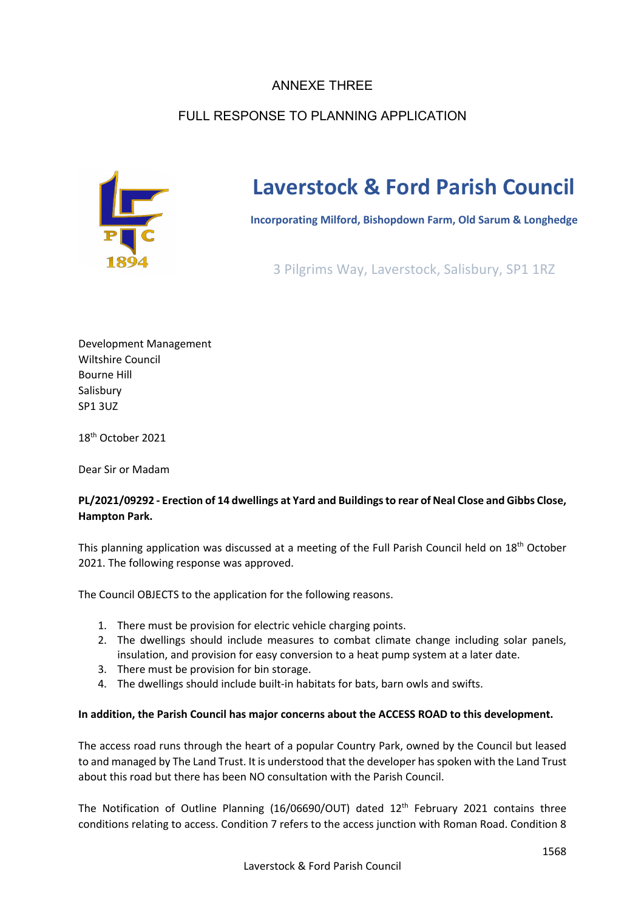ANNEXE THREE

FULL RESPONSE TO PLANNING APPLICATION

# Laverstock & Ford Parish Council

**Incorporating Milford, Bishopdown Farm, Old Sarum & Longhedge**

3 Pilgrims Way, Laverstock, Salisbury, SP1 1RZ

Development Management
Wiltshire Council
Bourne Hill
Salisbury
SP1 3UZ

18th October 2021

Dear Sir or Madam

**PL/2021/09292 - Erection of 14 dwellings at Yard and Buildings to rear of Neal Close and Gibbs Close, Hampton Park.**

This planning application was discussed at a meeting of the Full Parish Council held on 18th October 2021. The following response was approved.

The Council OBJECTS to the application for the following reasons.

1. There must be provision for electric vehicle charging points.
2. The dwellings should include measures to combat climate change including solar panels, insulation, and provision for easy conversion to a heat pump system at a later date.
3. There must be provision for bin storage.
4. The dwellings should include built-in habitats for bats, barn owls and swifts.

**In addition, the Parish Council has major concerns about the ACCESS ROAD to this development.**

The access road runs through the heart of a popular Country Park, owned by the Council but leased to and managed by The Land Trust. It is understood that the developer has spoken with the Land Trust about this road but there has been NO consultation with the Parish Council.

The Notification of Outline Planning (16/06690/OUT) dated 12th February 2021 contains three conditions relating to access. Condition 7 refers to the access junction with Roman Road. Condition 8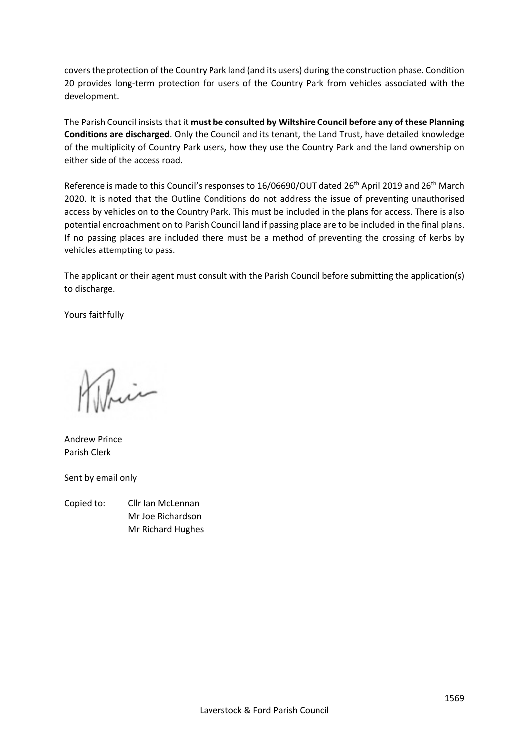covers the protection of the Country Park land (and its users) during the construction phase. Condition 20 provides long-term protection for users of the Country Park from vehicles associated with the development.

The Parish Council insists that it **must be consulted by Wiltshire Council before any of these Planning Conditions are discharged**. Only the Council and its tenant, the Land Trust, have detailed knowledge of the multiplicity of Country Park users, how they use the Country Park and the land ownership on either side of the access road.

Reference is made to this Council's responses to 16/06690/OUT dated 26th April 2019 and 26th March 2020. It is noted that the Outline Conditions do not address the issue of preventing unauthorised access by vehicles on to the Country Park. This must be included in the plans for access. There is also potential encroachment on to Parish Council land if passing place are to be included in the final plans. If no passing places are included there must be a method of preventing the crossing of kerbs by vehicles attempting to pass.

The applicant or their agent must consult with the Parish Council before submitting the application(s) to discharge.

Yours faithfully

Andrew Prince
Parish Clerk

Sent by email only

Copied to: Cllr Ian McLennan
Mr Joe Richardson
Mr Richard Hughes